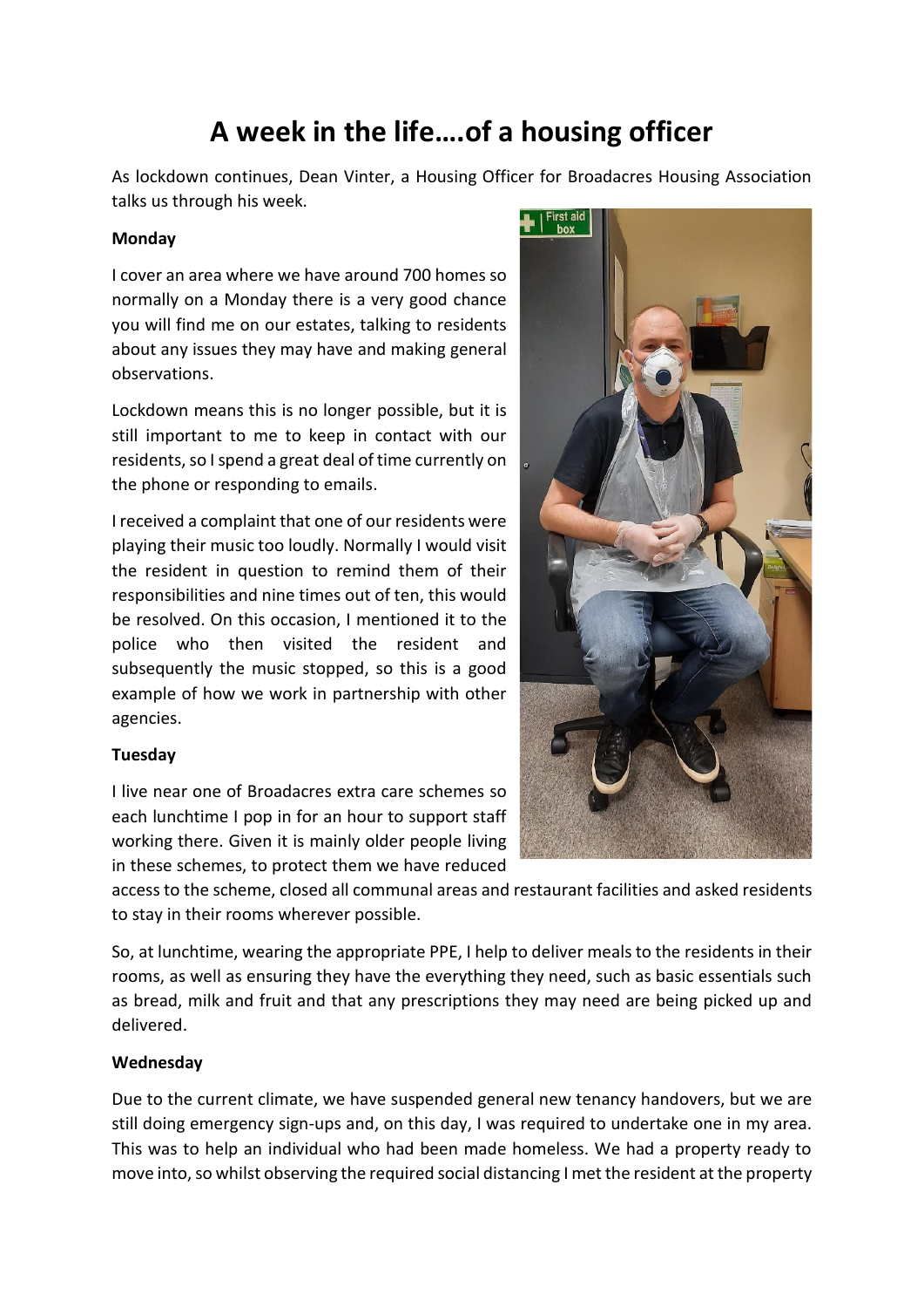# A week in the life….of a housing officer

As lockdown continues, Dean Vinter, a Housing Officer for Broadacres Housing Association talks us through his week.

**Monday**

I cover an area where we have around 700 homes so normally on a Monday there is a very good chance you will find me on our estates, talking to residents about any issues they may have and making general observations.

Lockdown means this is no longer possible, but it is still important to me to keep in contact with our residents, so I spend a great deal of time currently on the phone or responding to emails.

I received a complaint that one of our residents were playing their music too loudly. Normally I would visit the resident in question to remind them of their responsibilities and nine times out of ten, this would be resolved. On this occasion, I mentioned it to the police who then visited the resident and subsequently the music stopped, so this is a good example of how we work in partnership with other agencies.

**Tuesday**

I live near one of Broadacres extra care schemes so each lunchtime I pop in for an hour to support staff working there. Given it is mainly older people living in these schemes, to protect them we have reduced access to the scheme, closed all communal areas and restaurant facilities and asked residents to stay in their rooms wherever possible.

So, at lunchtime, wearing the appropriate PPE, I help to deliver meals to the residents in their rooms, as well as ensuring they have the everything they need, such as basic essentials such as bread, milk and fruit and that any prescriptions they may need are being picked up and delivered.

**Wednesday**

Due to the current climate, we have suspended general new tenancy handovers, but we are still doing emergency sign-ups and, on this day, I was required to undertake one in my area. This was to help an individual who had been made homeless. We had a property ready to move into, so whilst observing the required social distancing I met the resident at the property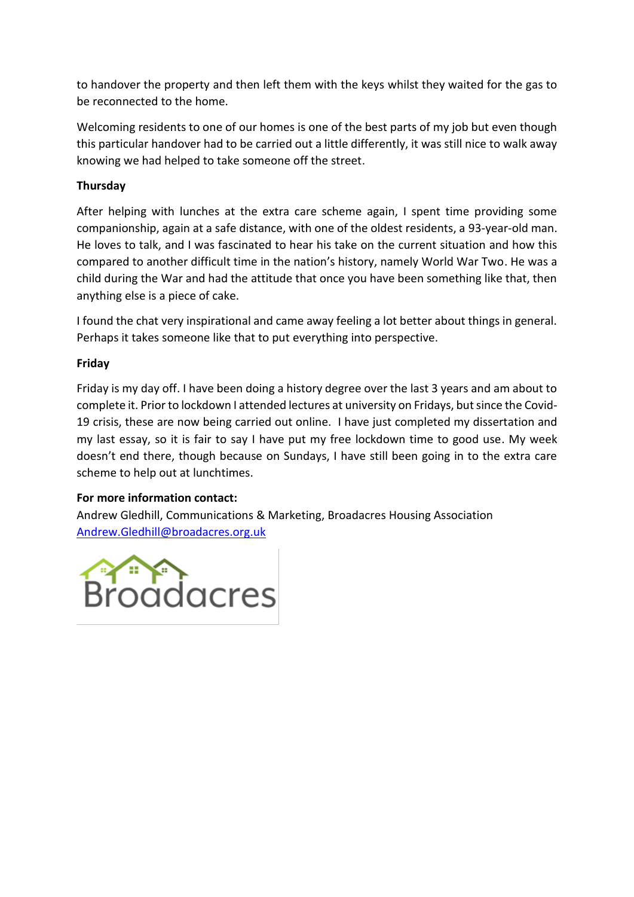to handover the property and then left them with the keys whilst they waited for the gas to be reconnected to the home.

Welcoming residents to one of our homes is one of the best parts of my job but even though this particular handover had to be carried out a little differently, it was still nice to walk away knowing we had helped to take someone off the street.

**Thursday**

After helping with lunches at the extra care scheme again, I spent time providing some companionship, again at a safe distance, with one of the oldest residents, a 93-year-old man. He loves to talk, and I was fascinated to hear his take on the current situation and how this compared to another difficult time in the nation's history, namely World War Two. He was a child during the War and had the attitude that once you have been something like that, then anything else is a piece of cake.

I found the chat very inspirational and came away feeling a lot better about things in general. Perhaps it takes someone like that to put everything into perspective.

**Friday**

Friday is my day off. I have been doing a history degree over the last 3 years and am about to complete it. Prior to lockdown I attended lectures at university on Fridays, but since the Covid-19 crisis, these are now being carried out online. I have just completed my dissertation and my last essay, so it is fair to say I have put my free lockdown time to good use. My week doesn't end there, though because on Sundays, I have still been going in to the extra care scheme to help out at lunchtimes.

**For more information contact:**
Andrew Gledhill, Communications & Marketing, Broadacres Housing Association
Andrew.Gledhill@broadacres.org.uk

Broadacres